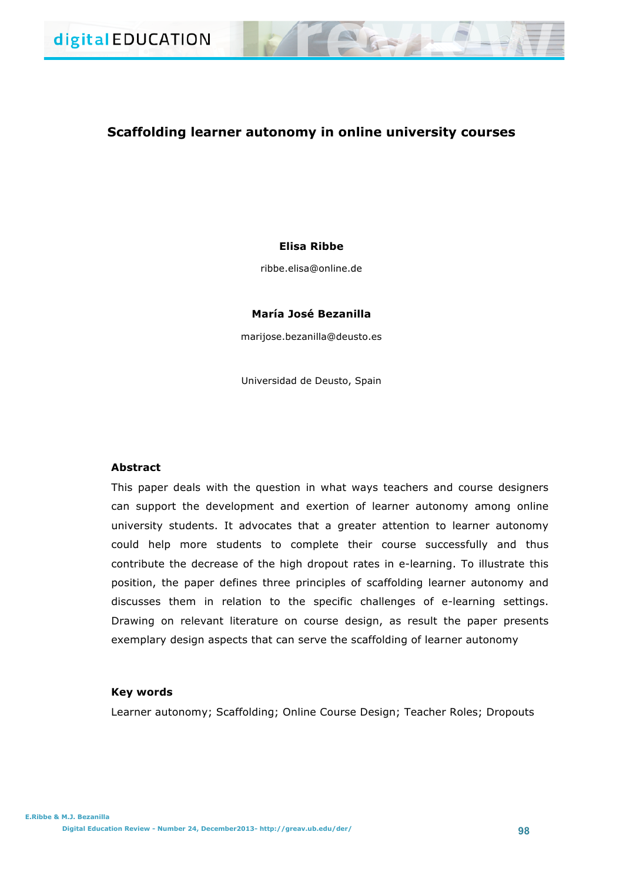# Scaffolding learner autonomy in online university courses

**Elisa Ribbe**

ribbe.elisa@online.de

**María José Bezanilla**

marijose.bezanilla@deusto.es

Universidad de Deusto, Spain

## Abstract

This paper deals with the question in what ways teachers and course designers can support the development and exertion of learner autonomy among online university students. It advocates that a greater attention to learner autonomy could help more students to complete their course successfully and thus contribute the decrease of the high dropout rates in e-learning. To illustrate this position, the paper defines three principles of scaffolding learner autonomy and discusses them in relation to the specific challenges of e-learning settings. Drawing on relevant literature on course design, as result the paper presents exemplary design aspects that can serve the scaffolding of learner autonomy

## Key words

Learner autonomy; Scaffolding; Online Course Design; Teacher Roles; Dropouts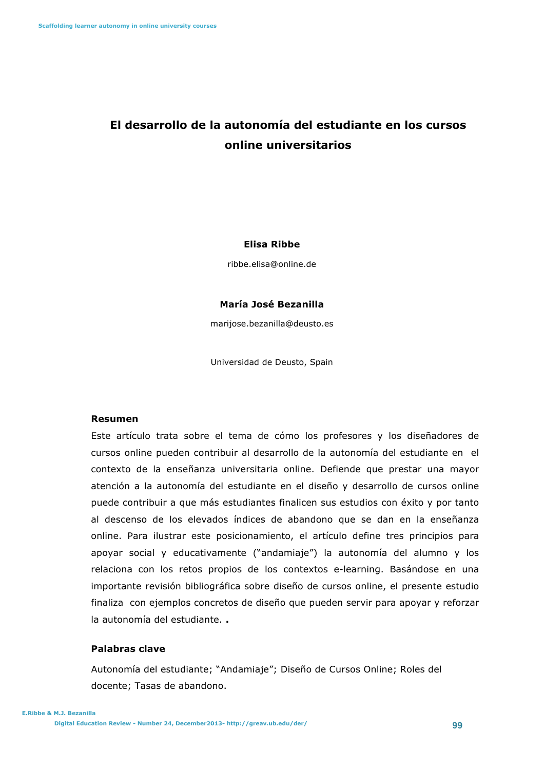# El desarrollo de la autonomía del estudiante en los cursos online universitarios

**Elisa Ribbe**

ribbe.elisa@online.de

**María José Bezanilla**

marijose.bezanilla@deusto.es

Universidad de Deusto, Spain

## Resumen

Este artículo trata sobre el tema de cómo los profesores y los diseñadores de cursos online pueden contribuir al desarrollo de la autonomía del estudiante en el contexto de la enseñanza universitaria online. Defiende que prestar una mayor atención a la autonomía del estudiante en el diseño y desarrollo de cursos online puede contribuir a que más estudiantes finalicen sus estudios con éxito y por tanto al descenso de los elevados índices de abandono que se dan en la enseñanza online. Para ilustrar este posicionamiento, el artículo define tres principios para apoyar social y educativamente ("andamiaje") la autonomía del alumno y los relaciona con los retos propios de los contextos e-learning. Basándose en una importante revisión bibliográfica sobre diseño de cursos online, el presente estudio finaliza con ejemplos concretos de diseño que pueden servir para apoyar y reforzar la autonomía del estudiante. **.**

## Palabras clave

Autonomía del estudiante; "Andamiaje"; Diseño de Cursos Online; Roles del docente; Tasas de abandono.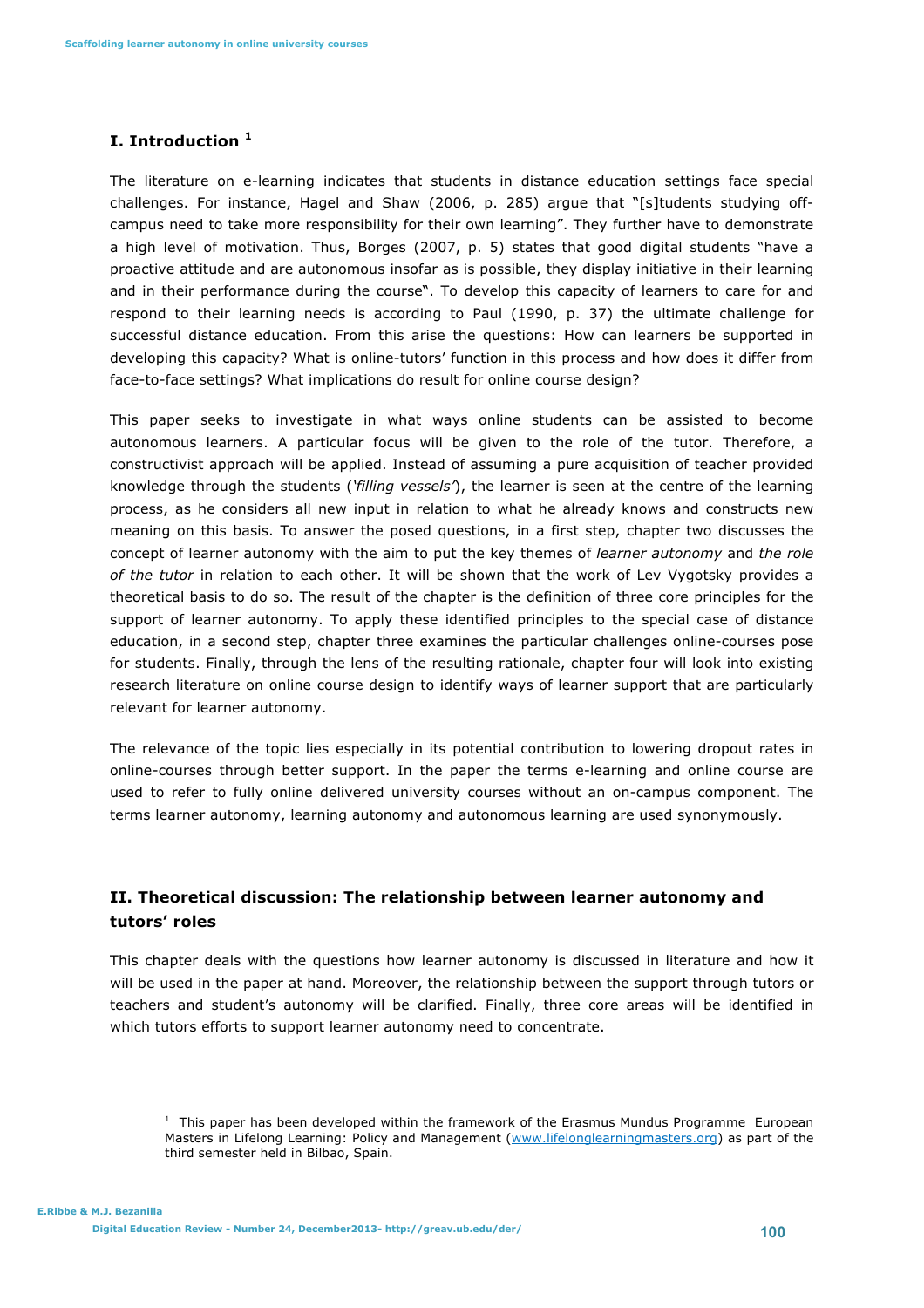## I. Introduction [1]

The literature on e-learning indicates that students in distance education settings face special challenges. For instance, Hagel and Shaw (2006, p. 285) argue that "[s]tudents studying off-campus need to take more responsibility for their own learning". They further have to demonstrate a high level of motivation. Thus, Borges (2007, p. 5) states that good digital students "have a proactive attitude and are autonomous insofar as is possible, they display initiative in their learning and in their performance during the course". To develop this capacity of learners to care for and respond to their learning needs is according to Paul (1990, p. 37) the ultimate challenge for successful distance education. From this arise the questions: How can learners be supported in developing this capacity? What is online-tutors' function in this process and how does it differ from face-to-face settings? What implications do result for online course design?

This paper seeks to investigate in what ways online students can be assisted to become autonomous learners. A particular focus will be given to the role of the tutor. Therefore, a constructivist approach will be applied. Instead of assuming a pure acquisition of teacher provided knowledge through the students (*'filling vessels'*), the learner is seen at the centre of the learning process, as he considers all new input in relation to what he already knows and constructs new meaning on this basis. To answer the posed questions, in a first step, chapter two discusses the concept of learner autonomy with the aim to put the key themes of *learner autonomy* and *the role of the tutor* in relation to each other. It will be shown that the work of Lev Vygotsky provides a theoretical basis to do so. The result of the chapter is the definition of three core principles for the support of learner autonomy. To apply these identified principles to the special case of distance education, in a second step, chapter three examines the particular challenges online-courses pose for students. Finally, through the lens of the resulting rationale, chapter four will look into existing research literature on online course design to identify ways of learner support that are particularly relevant for learner autonomy.

The relevance of the topic lies especially in its potential contribution to lowering dropout rates in online-courses through better support. In the paper the terms e-learning and online course are used to refer to fully online delivered university courses without an on-campus component. The terms learner autonomy, learning autonomy and autonomous learning are used synonymously.

## II. Theoretical discussion: The relationship between learner autonomy and tutors' roles

This chapter deals with the questions how learner autonomy is discussed in literature and how it will be used in the paper at hand. Moreover, the relationship between the support through tutors or teachers and student's autonomy will be clarified. Finally, three core areas will be identified in which tutors efforts to support learner autonomy need to concentrate.

---

[1] This paper has been developed within the framework of the Erasmus Mundus Programme European Masters in Lifelong Learning: Policy and Management (www.lifelonglearningmasters.org) as part of the third semester held in Bilbao, Spain.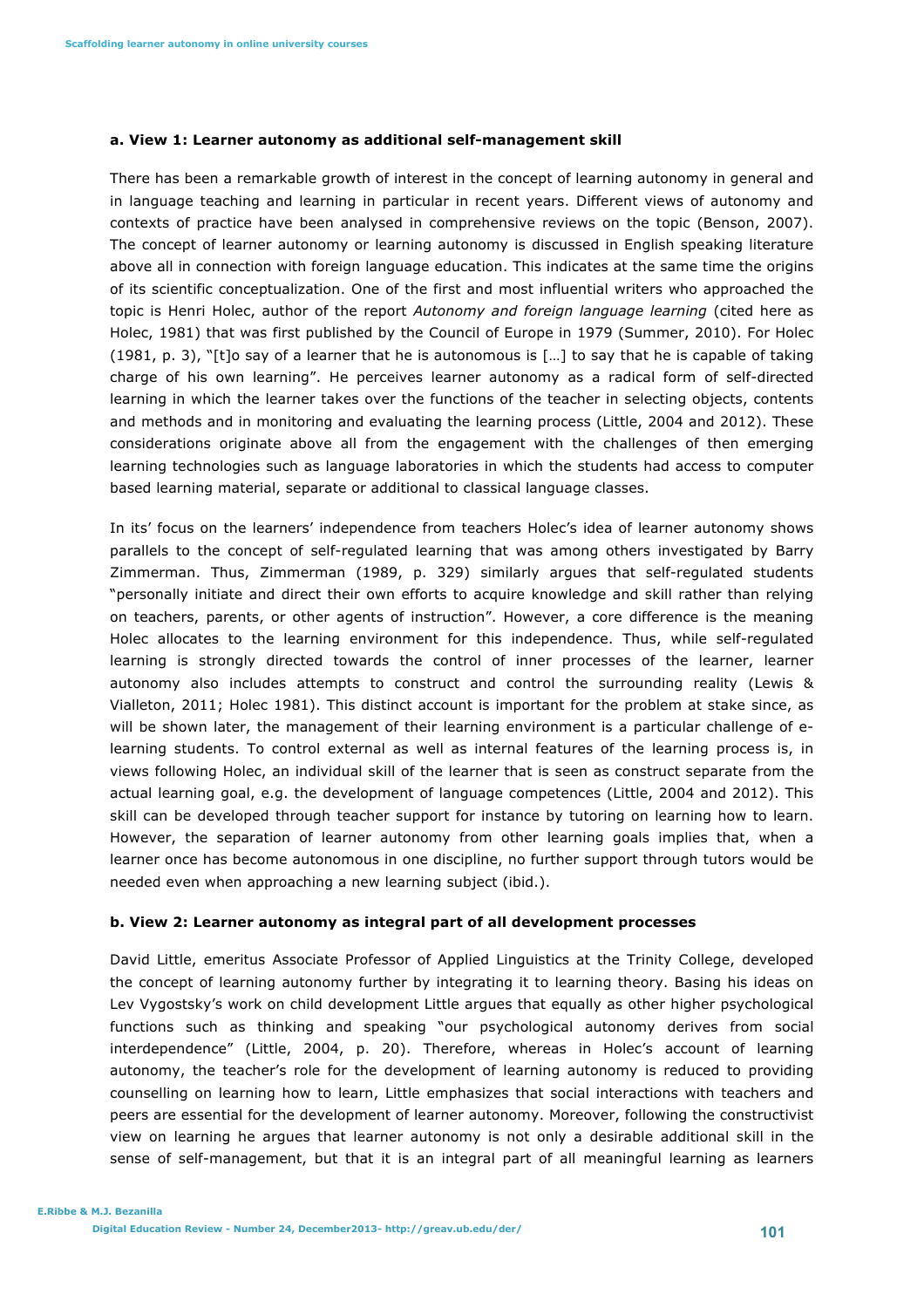#### a. View 1: Learner autonomy as additional self-management skill

There has been a remarkable growth of interest in the concept of learning autonomy in general and in language teaching and learning in particular in recent years. Different views of autonomy and contexts of practice have been analysed in comprehensive reviews on the topic (Benson, 2007). The concept of learner autonomy or learning autonomy is discussed in English speaking literature above all in connection with foreign language education. This indicates at the same time the origins of its scientific conceptualization. One of the first and most influential writers who approached the topic is Henri Holec, author of the report *Autonomy and foreign language learning* (cited here as Holec, 1981) that was first published by the Council of Europe in 1979 (Summer, 2010). For Holec (1981, p. 3), "[t]o say of a learner that he is autonomous is […] to say that he is capable of taking charge of his own learning". He perceives learner autonomy as a radical form of self-directed learning in which the learner takes over the functions of the teacher in selecting objects, contents and methods and in monitoring and evaluating the learning process (Little, 2004 and 2012). These considerations originate above all from the engagement with the challenges of then emerging learning technologies such as language laboratories in which the students had access to computer based learning material, separate or additional to classical language classes.

In its' focus on the learners' independence from teachers Holec's idea of learner autonomy shows parallels to the concept of self-regulated learning that was among others investigated by Barry Zimmerman. Thus, Zimmerman (1989, p. 329) similarly argues that self-regulated students "personally initiate and direct their own efforts to acquire knowledge and skill rather than relying on teachers, parents, or other agents of instruction". However, a core difference is the meaning Holec allocates to the learning environment for this independence. Thus, while self-regulated learning is strongly directed towards the control of inner processes of the learner, learner autonomy also includes attempts to construct and control the surrounding reality (Lewis & Vialleton, 2011; Holec 1981). This distinct account is important for the problem at stake since, as will be shown later, the management of their learning environment is a particular challenge of e-learning students. To control external as well as internal features of the learning process is, in views following Holec, an individual skill of the learner that is seen as construct separate from the actual learning goal, e.g. the development of language competences (Little, 2004 and 2012). This skill can be developed through teacher support for instance by tutoring on learning how to learn. However, the separation of learner autonomy from other learning goals implies that, when a learner once has become autonomous in one discipline, no further support through tutors would be needed even when approaching a new learning subject (ibid.).

#### b. View 2: Learner autonomy as integral part of all development processes

David Little, emeritus Associate Professor of Applied Linguistics at the Trinity College, developed the concept of learning autonomy further by integrating it to learning theory. Basing his ideas on Lev Vygostsky's work on child development Little argues that equally as other higher psychological functions such as thinking and speaking "our psychological autonomy derives from social interdependence" (Little, 2004, p. 20). Therefore, whereas in Holec's account of learning autonomy, the teacher's role for the development of learning autonomy is reduced to providing counselling on learning how to learn, Little emphasizes that social interactions with teachers and peers are essential for the development of learner autonomy. Moreover, following the constructivist view on learning he argues that learner autonomy is not only a desirable additional skill in the sense of self-management, but that it is an integral part of all meaningful learning as learners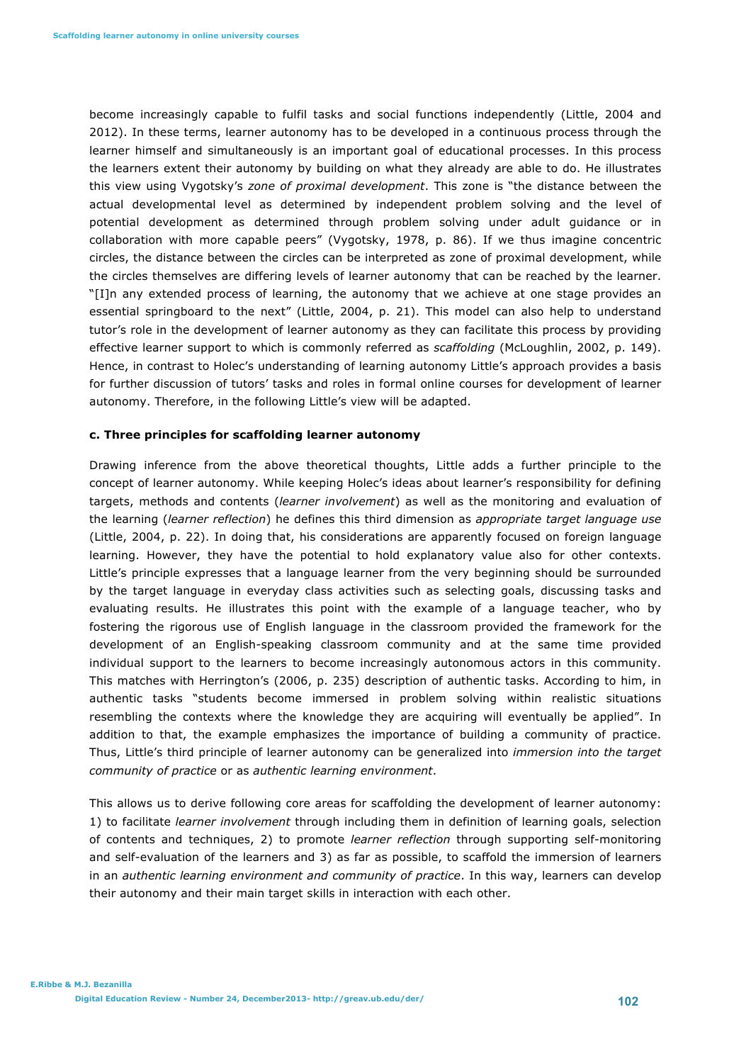become increasingly capable to fulfil tasks and social functions independently (Little, 2004 and 2012). In these terms, learner autonomy has to be developed in a continuous process through the learner himself and simultaneously is an important goal of educational processes. In this process the learners extent their autonomy by building on what they already are able to do. He illustrates this view using Vygotsky's *zone of proximal development*. This zone is "the distance between the actual developmental level as determined by independent problem solving and the level of potential development as determined through problem solving under adult guidance or in collaboration with more capable peers" (Vygotsky, 1978, p. 86). If we thus imagine concentric circles, the distance between the circles can be interpreted as zone of proximal development, while the circles themselves are differing levels of learner autonomy that can be reached by the learner. "[I]n any extended process of learning, the autonomy that we achieve at one stage provides an essential springboard to the next" (Little, 2004, p. 21). This model can also help to understand tutor's role in the development of learner autonomy as they can facilitate this process by providing effective learner support to which is commonly referred as *scaffolding* (McLoughlin, 2002, p. 149). Hence, in contrast to Holec's understanding of learning autonomy Little's approach provides a basis for further discussion of tutors' tasks and roles in formal online courses for development of learner autonomy. Therefore, in the following Little's view will be adapted.

### c. Three principles for scaffolding learner autonomy

Drawing inference from the above theoretical thoughts, Little adds a further principle to the concept of learner autonomy. While keeping Holec's ideas about learner's responsibility for defining targets, methods and contents (*learner involvement*) as well as the monitoring and evaluation of the learning (*learner reflection*) he defines this third dimension as *appropriate target language use* (Little, 2004, p. 22). In doing that, his considerations are apparently focused on foreign language learning. However, they have the potential to hold explanatory value also for other contexts. Little's principle expresses that a language learner from the very beginning should be surrounded by the target language in everyday class activities such as selecting goals, discussing tasks and evaluating results. He illustrates this point with the example of a language teacher, who by fostering the rigorous use of English language in the classroom provided the framework for the development of an English-speaking classroom community and at the same time provided individual support to the learners to become increasingly autonomous actors in this community. This matches with Herrington's (2006, p. 235) description of authentic tasks. According to him, in authentic tasks "students become immersed in problem solving within realistic situations resembling the contexts where the knowledge they are acquiring will eventually be applied". In addition to that, the example emphasizes the importance of building a community of practice. Thus, Little's third principle of learner autonomy can be generalized into *immersion into the target community of practice* or as *authentic learning environment*.

This allows us to derive following core areas for scaffolding the development of learner autonomy: 1) to facilitate *learner involvement* through including them in definition of learning goals, selection of contents and techniques, 2) to promote *learner reflection* through supporting self-monitoring and self-evaluation of the learners and 3) as far as possible, to scaffold the immersion of learners in an *authentic learning environment and community of practice*. In this way, learners can develop their autonomy and their main target skills in interaction with each other.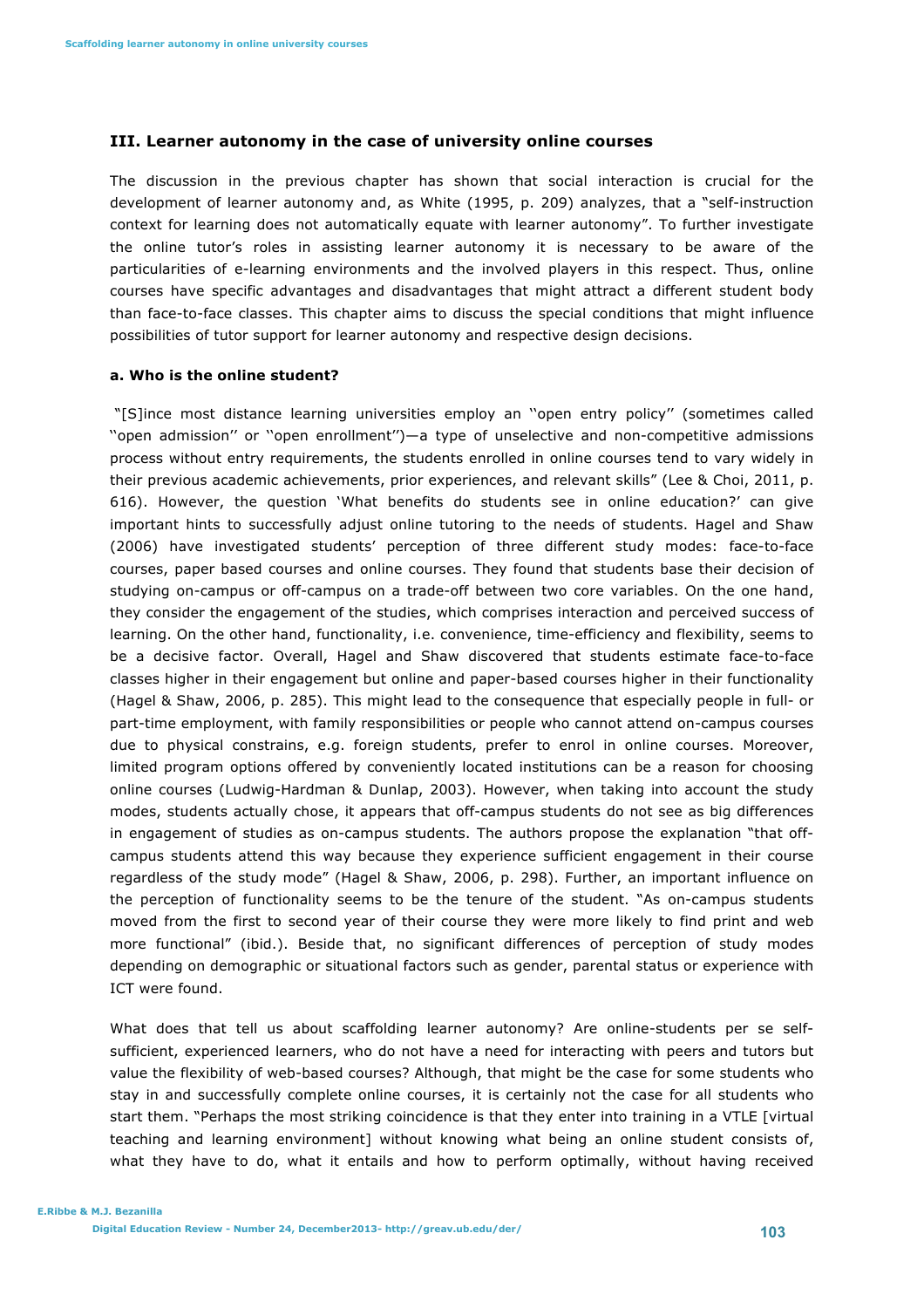## III. Learner autonomy in the case of university online courses

The discussion in the previous chapter has shown that social interaction is crucial for the development of learner autonomy and, as White (1995, p. 209) analyzes, that a "self-instruction context for learning does not automatically equate with learner autonomy". To further investigate the online tutor's roles in assisting learner autonomy it is necessary to be aware of the particularities of e-learning environments and the involved players in this respect. Thus, online courses have specific advantages and disadvantages that might attract a different student body than face-to-face classes. This chapter aims to discuss the special conditions that might influence possibilities of tutor support for learner autonomy and respective design decisions.

### a. Who is the online student?

"[S]ince most distance learning universities employ an ''open entry policy'' (sometimes called ''open admission'' or ''open enrollment'')—a type of unselective and non-competitive admissions process without entry requirements, the students enrolled in online courses tend to vary widely in their previous academic achievements, prior experiences, and relevant skills" (Lee & Choi, 2011, p. 616). However, the question 'What benefits do students see in online education?' can give important hints to successfully adjust online tutoring to the needs of students. Hagel and Shaw (2006) have investigated students' perception of three different study modes: face-to-face courses, paper based courses and online courses. They found that students base their decision of studying on-campus or off-campus on a trade-off between two core variables. On the one hand, they consider the engagement of the studies, which comprises interaction and perceived success of learning. On the other hand, functionality, i.e. convenience, time-efficiency and flexibility, seems to be a decisive factor. Overall, Hagel and Shaw discovered that students estimate face-to-face classes higher in their engagement but online and paper-based courses higher in their functionality (Hagel & Shaw, 2006, p. 285). This might lead to the consequence that especially people in full- or part-time employment, with family responsibilities or people who cannot attend on-campus courses due to physical constrains, e.g. foreign students, prefer to enrol in online courses. Moreover, limited program options offered by conveniently located institutions can be a reason for choosing online courses (Ludwig-Hardman & Dunlap, 2003). However, when taking into account the study modes, students actually chose, it appears that off-campus students do not see as big differences in engagement of studies as on-campus students. The authors propose the explanation "that off-campus students attend this way because they experience sufficient engagement in their course regardless of the study mode" (Hagel & Shaw, 2006, p. 298). Further, an important influence on the perception of functionality seems to be the tenure of the student. "As on-campus students moved from the first to second year of their course they were more likely to find print and web more functional" (ibid.). Beside that, no significant differences of perception of study modes depending on demographic or situational factors such as gender, parental status or experience with ICT were found.

What does that tell us about scaffolding learner autonomy? Are online-students per se self-sufficient, experienced learners, who do not have a need for interacting with peers and tutors but value the flexibility of web-based courses? Although, that might be the case for some students who stay in and successfully complete online courses, it is certainly not the case for all students who start them. "Perhaps the most striking coincidence is that they enter into training in a VTLE [virtual teaching and learning environment] without knowing what being an online student consists of, what they have to do, what it entails and how to perform optimally, without having received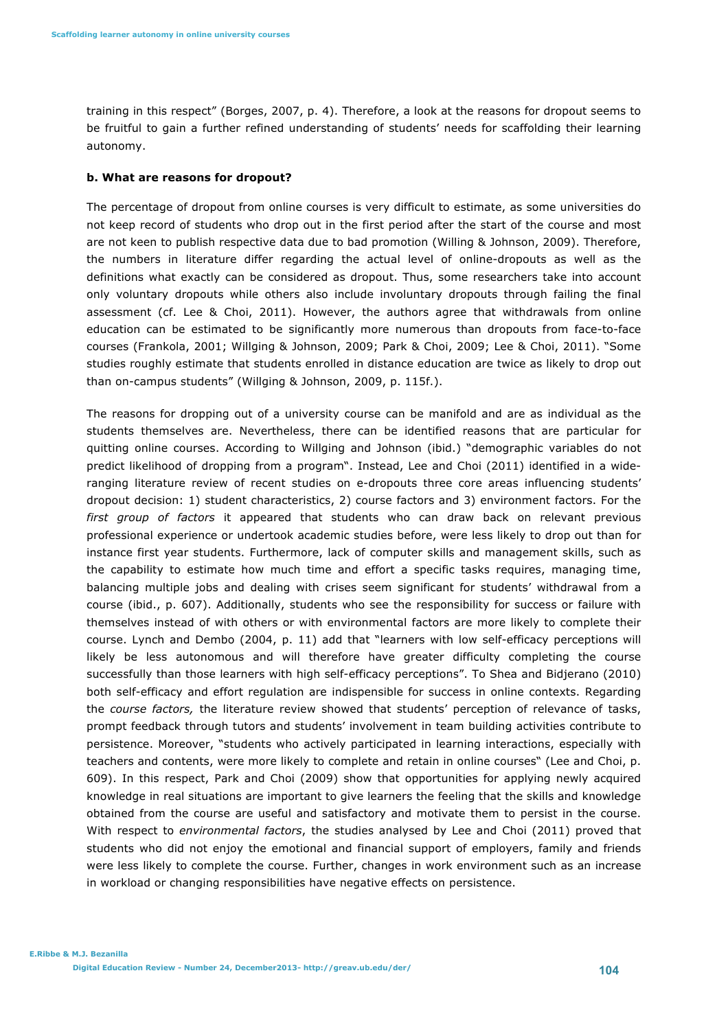training in this respect" (Borges, 2007, p. 4). Therefore, a look at the reasons for dropout seems to be fruitful to gain a further refined understanding of students' needs for scaffolding their learning autonomy.

**b. What are reasons for dropout?**

The percentage of dropout from online courses is very difficult to estimate, as some universities do not keep record of students who drop out in the first period after the start of the course and most are not keen to publish respective data due to bad promotion (Willing & Johnson, 2009). Therefore, the numbers in literature differ regarding the actual level of online-dropouts as well as the definitions what exactly can be considered as dropout. Thus, some researchers take into account only voluntary dropouts while others also include involuntary dropouts through failing the final assessment (cf. Lee & Choi, 2011). However, the authors agree that withdrawals from online education can be estimated to be significantly more numerous than dropouts from face-to-face courses (Frankola, 2001; Willging & Johnson, 2009; Park & Choi, 2009; Lee & Choi, 2011). "Some studies roughly estimate that students enrolled in distance education are twice as likely to drop out than on-campus students" (Willging & Johnson, 2009, p. 115f.).

The reasons for dropping out of a university course can be manifold and are as individual as the students themselves are. Nevertheless, there can be identified reasons that are particular for quitting online courses. According to Willging and Johnson (ibid.) "demographic variables do not predict likelihood of dropping from a program". Instead, Lee and Choi (2011) identified in a wide-ranging literature review of recent studies on e-dropouts three core areas influencing students' dropout decision: 1) student characteristics, 2) course factors and 3) environment factors. For the *first group of factors* it appeared that students who can draw back on relevant previous professional experience or undertook academic studies before, were less likely to drop out than for instance first year students. Furthermore, lack of computer skills and management skills, such as the capability to estimate how much time and effort a specific tasks requires, managing time, balancing multiple jobs and dealing with crises seem significant for students' withdrawal from a course (ibid., p. 607). Additionally, students who see the responsibility for success or failure with themselves instead of with others or with environmental factors are more likely to complete their course. Lynch and Dembo (2004, p. 11) add that "learners with low self-efficacy perceptions will likely be less autonomous and will therefore have greater difficulty completing the course successfully than those learners with high self-efficacy perceptions". To Shea and Bidjerano (2010) both self-efficacy and effort regulation are indispensible for success in online contexts. Regarding the *course factors,* the literature review showed that students' perception of relevance of tasks, prompt feedback through tutors and students' involvement in team building activities contribute to persistence. Moreover, "students who actively participated in learning interactions, especially with teachers and contents, were more likely to complete and retain in online courses" (Lee and Choi, p. 609). In this respect, Park and Choi (2009) show that opportunities for applying newly acquired knowledge in real situations are important to give learners the feeling that the skills and knowledge obtained from the course are useful and satisfactory and motivate them to persist in the course. With respect to *environmental factors*, the studies analysed by Lee and Choi (2011) proved that students who did not enjoy the emotional and financial support of employers, family and friends were less likely to complete the course. Further, changes in work environment such as an increase in workload or changing responsibilities have negative effects on persistence.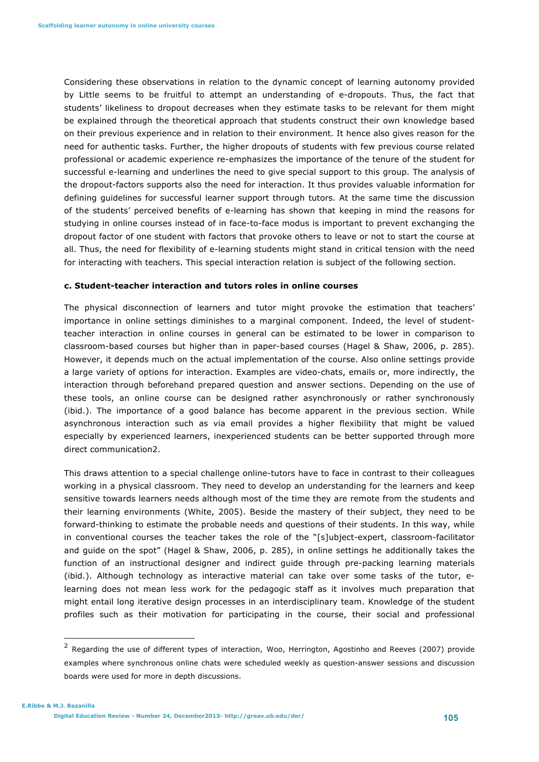Considering these observations in relation to the dynamic concept of learning autonomy provided by Little seems to be fruitful to attempt an understanding of e-dropouts. Thus, the fact that students' likeliness to dropout decreases when they estimate tasks to be relevant for them might be explained through the theoretical approach that students construct their own knowledge based on their previous experience and in relation to their environment. It hence also gives reason for the need for authentic tasks. Further, the higher dropouts of students with few previous course related professional or academic experience re-emphasizes the importance of the tenure of the student for successful e-learning and underlines the need to give special support to this group. The analysis of the dropout-factors supports also the need for interaction. It thus provides valuable information for defining guidelines for successful learner support through tutors. At the same time the discussion of the students' perceived benefits of e-learning has shown that keeping in mind the reasons for studying in online courses instead of in face-to-face modus is important to prevent exchanging the dropout factor of one student with factors that provoke others to leave or not to start the course at all. Thus, the need for flexibility of e-learning students might stand in critical tension with the need for interacting with teachers. This special interaction relation is subject of the following section.

### c. Student-teacher interaction and tutors roles in online courses

The physical disconnection of learners and tutor might provoke the estimation that teachers' importance in online settings diminishes to a marginal component. Indeed, the level of student-teacher interaction in online courses in general can be estimated to be lower in comparison to classroom-based courses but higher than in paper-based courses (Hagel & Shaw, 2006, p. 285). However, it depends much on the actual implementation of the course. Also online settings provide a large variety of options for interaction. Examples are video-chats, emails or, more indirectly, the interaction through beforehand prepared question and answer sections. Depending on the use of these tools, an online course can be designed rather asynchronously or rather synchronously (ibid.). The importance of a good balance has become apparent in the previous section. While asynchronous interaction such as via email provides a higher flexibility that might be valued especially by experienced learners, inexperienced students can be better supported through more direct communication[2].

This draws attention to a special challenge online-tutors have to face in contrast to their colleagues working in a physical classroom. They need to develop an understanding for the learners and keep sensitive towards learners needs although most of the time they are remote from the students and their learning environments (White, 2005). Beside the mastery of their subject, they need to be forward-thinking to estimate the probable needs and questions of their students. In this way, while in conventional courses the teacher takes the role of the "[s]ubject-expert, classroom-facilitator and guide on the spot" (Hagel & Shaw, 2006, p. 285), in online settings he additionally takes the function of an instructional designer and indirect guide through pre-packing learning materials (ibid.). Although technology as interactive material can take over some tasks of the tutor, e-learning does not mean less work for the pedagogic staff as it involves much preparation that might entail long iterative design processes in an interdisciplinary team. Knowledge of the student profiles such as their motivation for participating in the course, their social and professional

---

[2] Regarding the use of different types of interaction, Woo, Herrington, Agostinho and Reeves (2007) provide examples where synchronous online chats were scheduled weekly as question-answer sessions and discussion boards were used for more in depth discussions.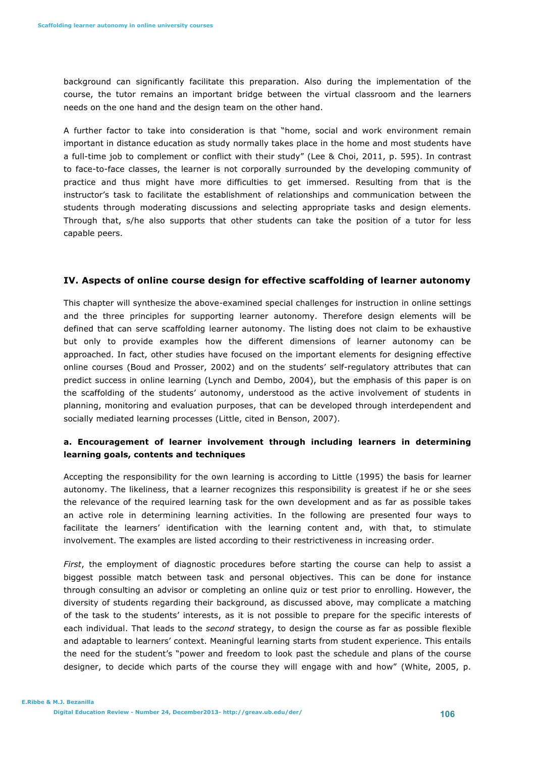background can significantly facilitate this preparation. Also during the implementation of the course, the tutor remains an important bridge between the virtual classroom and the learners needs on the one hand and the design team on the other hand.

A further factor to take into consideration is that "home, social and work environment remain important in distance education as study normally takes place in the home and most students have a full-time job to complement or conflict with their study" (Lee & Choi, 2011, p. 595). In contrast to face-to-face classes, the learner is not corporally surrounded by the developing community of practice and thus might have more difficulties to get immersed. Resulting from that is the instructor's task to facilitate the establishment of relationships and communication between the students through moderating discussions and selecting appropriate tasks and design elements. Through that, s/he also supports that other students can take the position of a tutor for less capable peers.

## IV. Aspects of online course design for effective scaffolding of learner autonomy

This chapter will synthesize the above-examined special challenges for instruction in online settings and the three principles for supporting learner autonomy. Therefore design elements will be defined that can serve scaffolding learner autonomy. The listing does not claim to be exhaustive but only to provide examples how the different dimensions of learner autonomy can be approached. In fact, other studies have focused on the important elements for designing effective online courses (Boud and Prosser, 2002) and on the students' self-regulatory attributes that can predict success in online learning (Lynch and Dembo, 2004), but the emphasis of this paper is on the scaffolding of the students' autonomy, understood as the active involvement of students in planning, monitoring and evaluation purposes, that can be developed through interdependent and socially mediated learning processes (Little, cited in Benson, 2007).

### a. Encouragement of learner involvement through including learners in determining learning goals, contents and techniques

Accepting the responsibility for the own learning is according to Little (1995) the basis for learner autonomy. The likeliness, that a learner recognizes this responsibility is greatest if he or she sees the relevance of the required learning task for the own development and as far as possible takes an active role in determining learning activities. In the following are presented four ways to facilitate the learners' identification with the learning content and, with that, to stimulate involvement. The examples are listed according to their restrictiveness in increasing order.

*First*, the employment of diagnostic procedures before starting the course can help to assist a biggest possible match between task and personal objectives. This can be done for instance through consulting an advisor or completing an online quiz or test prior to enrolling. However, the diversity of students regarding their background, as discussed above, may complicate a matching of the task to the students' interests, as it is not possible to prepare for the specific interests of each individual. That leads to the *second* strategy, to design the course as far as possible flexible and adaptable to learners' context. Meaningful learning starts from student experience. This entails the need for the student's "power and freedom to look past the schedule and plans of the course designer, to decide which parts of the course they will engage with and how" (White, 2005, p.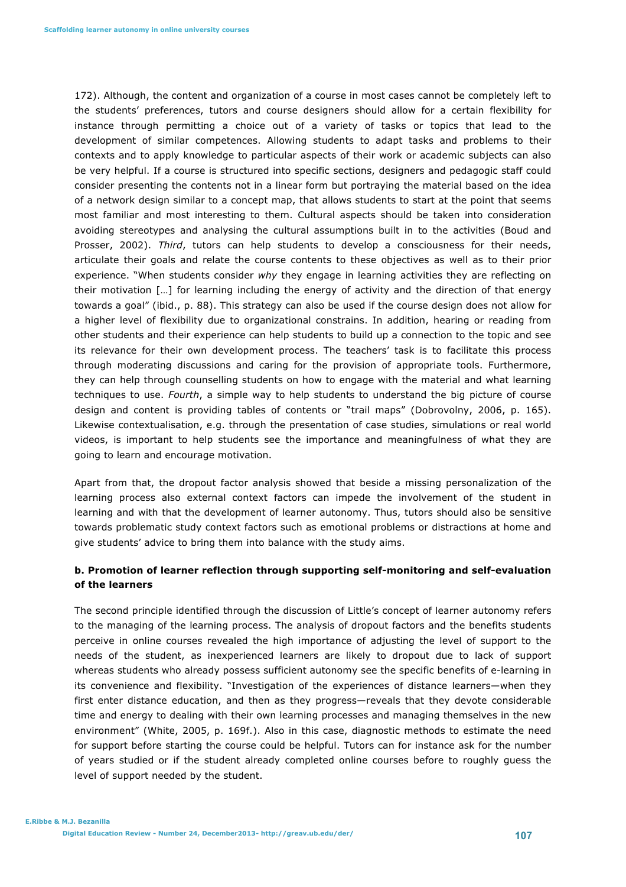172). Although, the content and organization of a course in most cases cannot be completely left to the students' preferences, tutors and course designers should allow for a certain flexibility for instance through permitting a choice out of a variety of tasks or topics that lead to the development of similar competences. Allowing students to adapt tasks and problems to their contexts and to apply knowledge to particular aspects of their work or academic subjects can also be very helpful. If a course is structured into specific sections, designers and pedagogic staff could consider presenting the contents not in a linear form but portraying the material based on the idea of a network design similar to a concept map, that allows students to start at the point that seems most familiar and most interesting to them. Cultural aspects should be taken into consideration avoiding stereotypes and analysing the cultural assumptions built in to the activities (Boud and Prosser, 2002). *Third*, tutors can help students to develop a consciousness for their needs, articulate their goals and relate the course contents to these objectives as well as to their prior experience. "When students consider *why* they engage in learning activities they are reflecting on their motivation […] for learning including the energy of activity and the direction of that energy towards a goal" (ibid., p. 88). This strategy can also be used if the course design does not allow for a higher level of flexibility due to organizational constrains. In addition, hearing or reading from other students and their experience can help students to build up a connection to the topic and see its relevance for their own development process. The teachers' task is to facilitate this process through moderating discussions and caring for the provision of appropriate tools. Furthermore, they can help through counselling students on how to engage with the material and what learning techniques to use. *Fourth*, a simple way to help students to understand the big picture of course design and content is providing tables of contents or "trail maps" (Dobrovolny, 2006, p. 165). Likewise contextualisation, e.g. through the presentation of case studies, simulations or real world videos, is important to help students see the importance and meaningfulness of what they are going to learn and encourage motivation.

Apart from that, the dropout factor analysis showed that beside a missing personalization of the learning process also external context factors can impede the involvement of the student in learning and with that the development of learner autonomy. Thus, tutors should also be sensitive towards problematic study context factors such as emotional problems or distractions at home and give students' advice to bring them into balance with the study aims.

**b. Promotion of learner reflection through supporting self-monitoring and self-evaluation of the learners**

The second principle identified through the discussion of Little's concept of learner autonomy refers to the managing of the learning process. The analysis of dropout factors and the benefits students perceive in online courses revealed the high importance of adjusting the level of support to the needs of the student, as inexperienced learners are likely to dropout due to lack of support whereas students who already possess sufficient autonomy see the specific benefits of e-learning in its convenience and flexibility. "Investigation of the experiences of distance learners—when they first enter distance education, and then as they progress—reveals that they devote considerable time and energy to dealing with their own learning processes and managing themselves in the new environment" (White, 2005, p. 169f.). Also in this case, diagnostic methods to estimate the need for support before starting the course could be helpful. Tutors can for instance ask for the number of years studied or if the student already completed online courses before to roughly guess the level of support needed by the student.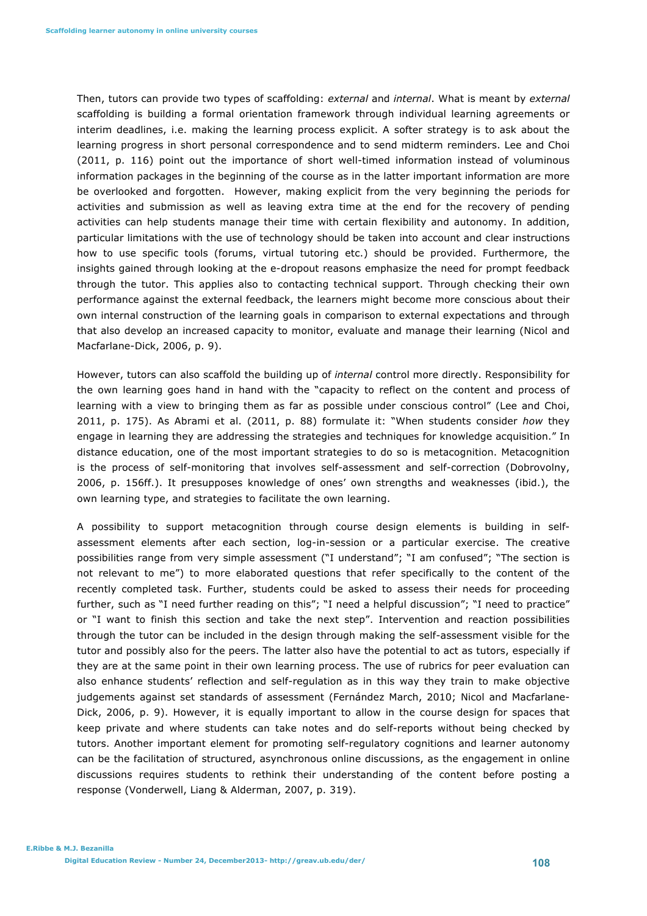Then, tutors can provide two types of scaffolding: *external* and *internal*. What is meant by *external* scaffolding is building a formal orientation framework through individual learning agreements or interim deadlines, i.e. making the learning process explicit. A softer strategy is to ask about the learning progress in short personal correspondence and to send midterm reminders. Lee and Choi (2011, p. 116) point out the importance of short well-timed information instead of voluminous information packages in the beginning of the course as in the latter important information are more be overlooked and forgotten. However, making explicit from the very beginning the periods for activities and submission as well as leaving extra time at the end for the recovery of pending activities can help students manage their time with certain flexibility and autonomy. In addition, particular limitations with the use of technology should be taken into account and clear instructions how to use specific tools (forums, virtual tutoring etc.) should be provided. Furthermore, the insights gained through looking at the e-dropout reasons emphasize the need for prompt feedback through the tutor. This applies also to contacting technical support. Through checking their own performance against the external feedback, the learners might become more conscious about their own internal construction of the learning goals in comparison to external expectations and through that also develop an increased capacity to monitor, evaluate and manage their learning (Nicol and Macfarlane-Dick, 2006, p. 9).

However, tutors can also scaffold the building up of *internal* control more directly. Responsibility for the own learning goes hand in hand with the "capacity to reflect on the content and process of learning with a view to bringing them as far as possible under conscious control" (Lee and Choi, 2011, p. 175). As Abrami et al. (2011, p. 88) formulate it: "When students consider *how* they engage in learning they are addressing the strategies and techniques for knowledge acquisition." In distance education, one of the most important strategies to do so is metacognition. Metacognition is the process of self-monitoring that involves self-assessment and self-correction (Dobrovolny, 2006, p. 156ff.). It presupposes knowledge of ones' own strengths and weaknesses (ibid.), the own learning type, and strategies to facilitate the own learning.

A possibility to support metacognition through course design elements is building in self-assessment elements after each section, log-in-session or a particular exercise. The creative possibilities range from very simple assessment ("I understand"; "I am confused"; "The section is not relevant to me") to more elaborated questions that refer specifically to the content of the recently completed task. Further, students could be asked to assess their needs for proceeding further, such as "I need further reading on this"; "I need a helpful discussion"; "I need to practice" or "I want to finish this section and take the next step". Intervention and reaction possibilities through the tutor can be included in the design through making the self-assessment visible for the tutor and possibly also for the peers. The latter also have the potential to act as tutors, especially if they are at the same point in their own learning process. The use of rubrics for peer evaluation can also enhance students' reflection and self-regulation as in this way they train to make objective judgements against set standards of assessment (Fernández March, 2010; Nicol and Macfarlane-Dick, 2006, p. 9). However, it is equally important to allow in the course design for spaces that keep private and where students can take notes and do self-reports without being checked by tutors. Another important element for promoting self-regulatory cognitions and learner autonomy can be the facilitation of structured, asynchronous online discussions, as the engagement in online discussions requires students to rethink their understanding of the content before posting a response (Vonderwell, Liang & Alderman, 2007, p. 319).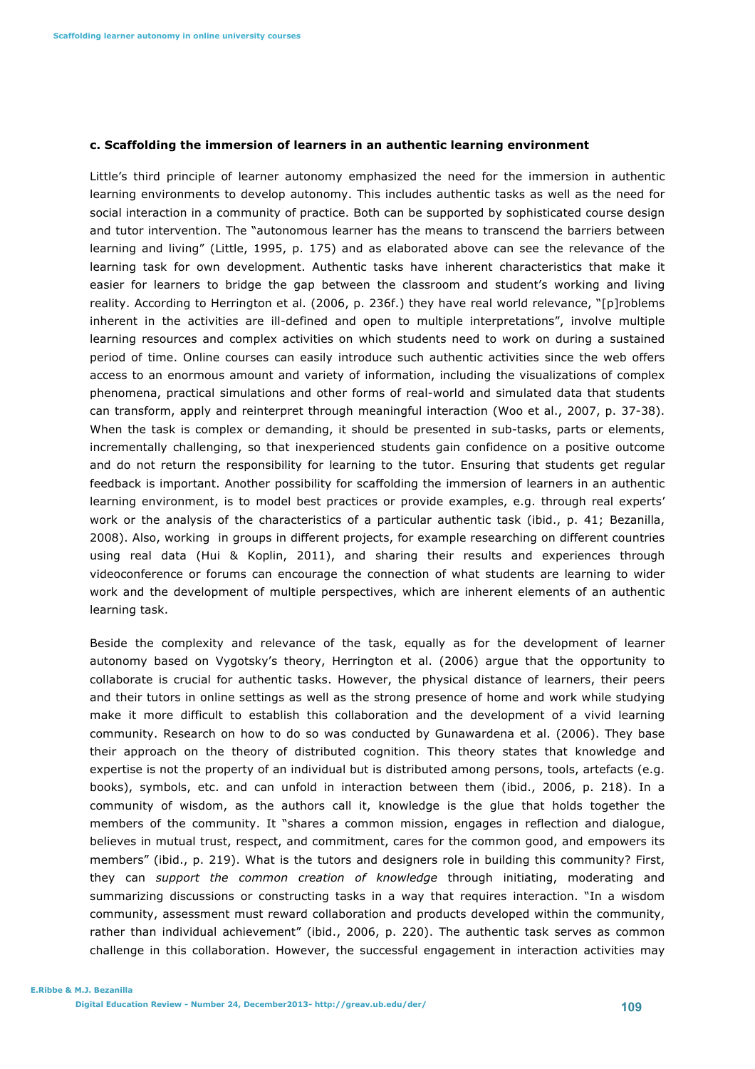### c. Scaffolding the immersion of learners in an authentic learning environment

Little's third principle of learner autonomy emphasized the need for the immersion in authentic learning environments to develop autonomy. This includes authentic tasks as well as the need for social interaction in a community of practice. Both can be supported by sophisticated course design and tutor intervention. The "autonomous learner has the means to transcend the barriers between learning and living" (Little, 1995, p. 175) and as elaborated above can see the relevance of the learning task for own development. Authentic tasks have inherent characteristics that make it easier for learners to bridge the gap between the classroom and student's working and living reality. According to Herrington et al. (2006, p. 236f.) they have real world relevance, "[p]roblems inherent in the activities are ill-defined and open to multiple interpretations", involve multiple learning resources and complex activities on which students need to work on during a sustained period of time. Online courses can easily introduce such authentic activities since the web offers access to an enormous amount and variety of information, including the visualizations of complex phenomena, practical simulations and other forms of real-world and simulated data that students can transform, apply and reinterpret through meaningful interaction (Woo et al., 2007, p. 37-38). When the task is complex or demanding, it should be presented in sub-tasks, parts or elements, incrementally challenging, so that inexperienced students gain confidence on a positive outcome and do not return the responsibility for learning to the tutor. Ensuring that students get regular feedback is important. Another possibility for scaffolding the immersion of learners in an authentic learning environment, is to model best practices or provide examples, e.g. through real experts' work or the analysis of the characteristics of a particular authentic task (ibid., p. 41; Bezanilla, 2008). Also, working in groups in different projects, for example researching on different countries using real data (Hui & Koplin, 2011), and sharing their results and experiences through videoconference or forums can encourage the connection of what students are learning to wider work and the development of multiple perspectives, which are inherent elements of an authentic learning task.

Beside the complexity and relevance of the task, equally as for the development of learner autonomy based on Vygotsky's theory, Herrington et al. (2006) argue that the opportunity to collaborate is crucial for authentic tasks. However, the physical distance of learners, their peers and their tutors in online settings as well as the strong presence of home and work while studying make it more difficult to establish this collaboration and the development of a vivid learning community. Research on how to do so was conducted by Gunawardena et al. (2006). They base their approach on the theory of distributed cognition. This theory states that knowledge and expertise is not the property of an individual but is distributed among persons, tools, artefacts (e.g. books), symbols, etc. and can unfold in interaction between them (ibid., 2006, p. 218). In a community of wisdom, as the authors call it, knowledge is the glue that holds together the members of the community. It "shares a common mission, engages in reflection and dialogue, believes in mutual trust, respect, and commitment, cares for the common good, and empowers its members" (ibid., p. 219). What is the tutors and designers role in building this community? First, they can *support the common creation of knowledge* through initiating, moderating and summarizing discussions or constructing tasks in a way that requires interaction. "In a wisdom community, assessment must reward collaboration and products developed within the community, rather than individual achievement" (ibid., 2006, p. 220). The authentic task serves as common challenge in this collaboration. However, the successful engagement in interaction activities may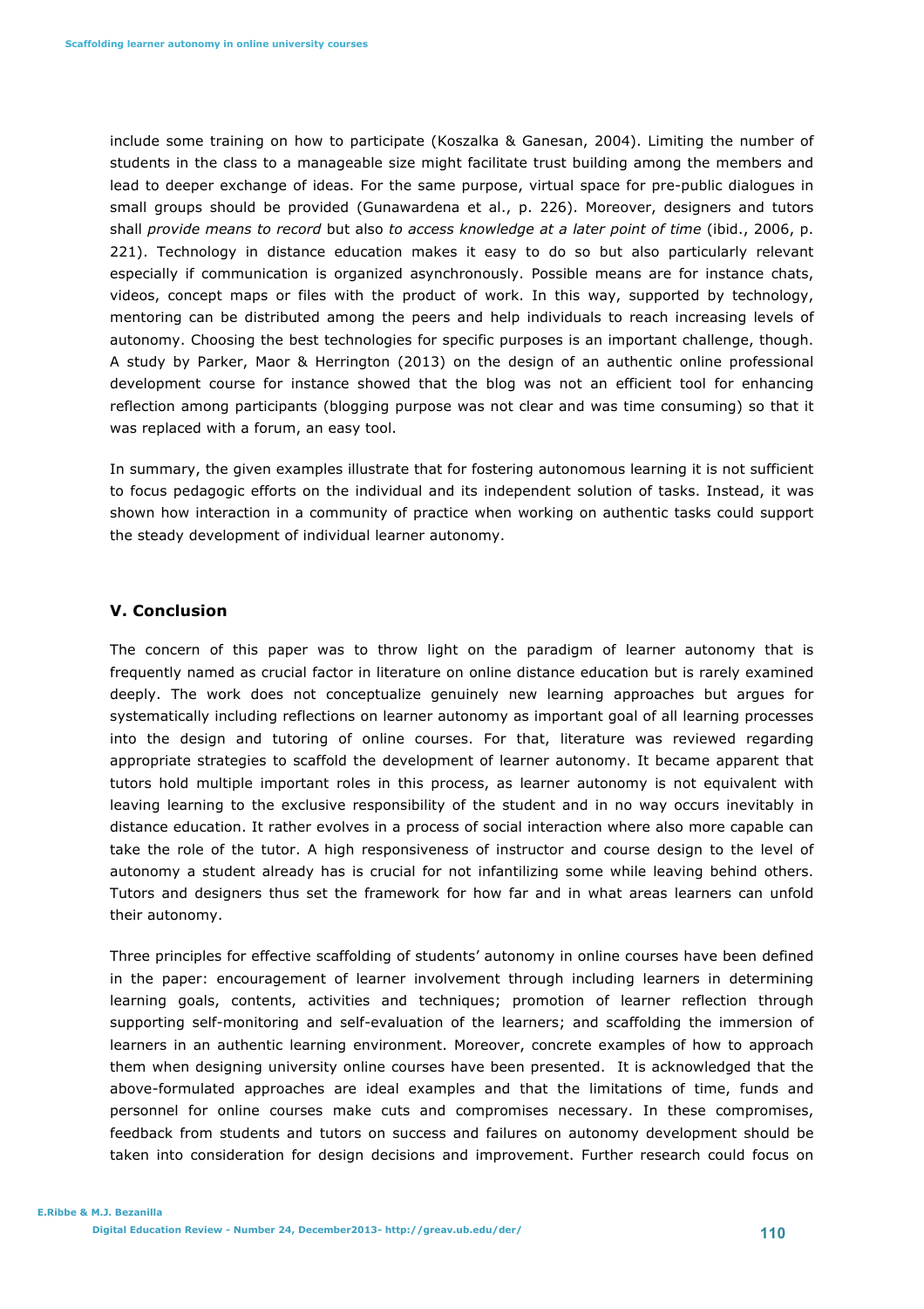include some training on how to participate (Koszalka & Ganesan, 2004). Limiting the number of students in the class to a manageable size might facilitate trust building among the members and lead to deeper exchange of ideas. For the same purpose, virtual space for pre-public dialogues in small groups should be provided (Gunawardena et al., p. 226). Moreover, designers and tutors shall *provide means to record* but also *to access knowledge at a later point of time* (ibid., 2006, p. 221). Technology in distance education makes it easy to do so but also particularly relevant especially if communication is organized asynchronously. Possible means are for instance chats, videos, concept maps or files with the product of work. In this way, supported by technology, mentoring can be distributed among the peers and help individuals to reach increasing levels of autonomy. Choosing the best technologies for specific purposes is an important challenge, though. A study by Parker, Maor & Herrington (2013) on the design of an authentic online professional development course for instance showed that the blog was not an efficient tool for enhancing reflection among participants (blogging purpose was not clear and was time consuming) so that it was replaced with a forum, an easy tool.

In summary, the given examples illustrate that for fostering autonomous learning it is not sufficient to focus pedagogic efforts on the individual and its independent solution of tasks. Instead, it was shown how interaction in a community of practice when working on authentic tasks could support the steady development of individual learner autonomy.

## V. Conclusion

The concern of this paper was to throw light on the paradigm of learner autonomy that is frequently named as crucial factor in literature on online distance education but is rarely examined deeply. The work does not conceptualize genuinely new learning approaches but argues for systematically including reflections on learner autonomy as important goal of all learning processes into the design and tutoring of online courses. For that, literature was reviewed regarding appropriate strategies to scaffold the development of learner autonomy. It became apparent that tutors hold multiple important roles in this process, as learner autonomy is not equivalent with leaving learning to the exclusive responsibility of the student and in no way occurs inevitably in distance education. It rather evolves in a process of social interaction where also more capable can take the role of the tutor. A high responsiveness of instructor and course design to the level of autonomy a student already has is crucial for not infantilizing some while leaving behind others. Tutors and designers thus set the framework for how far and in what areas learners can unfold their autonomy.

Three principles for effective scaffolding of students' autonomy in online courses have been defined in the paper: encouragement of learner involvement through including learners in determining learning goals, contents, activities and techniques; promotion of learner reflection through supporting self-monitoring and self-evaluation of the learners; and scaffolding the immersion of learners in an authentic learning environment. Moreover, concrete examples of how to approach them when designing university online courses have been presented. It is acknowledged that the above-formulated approaches are ideal examples and that the limitations of time, funds and personnel for online courses make cuts and compromises necessary. In these compromises, feedback from students and tutors on success and failures on autonomy development should be taken into consideration for design decisions and improvement. Further research could focus on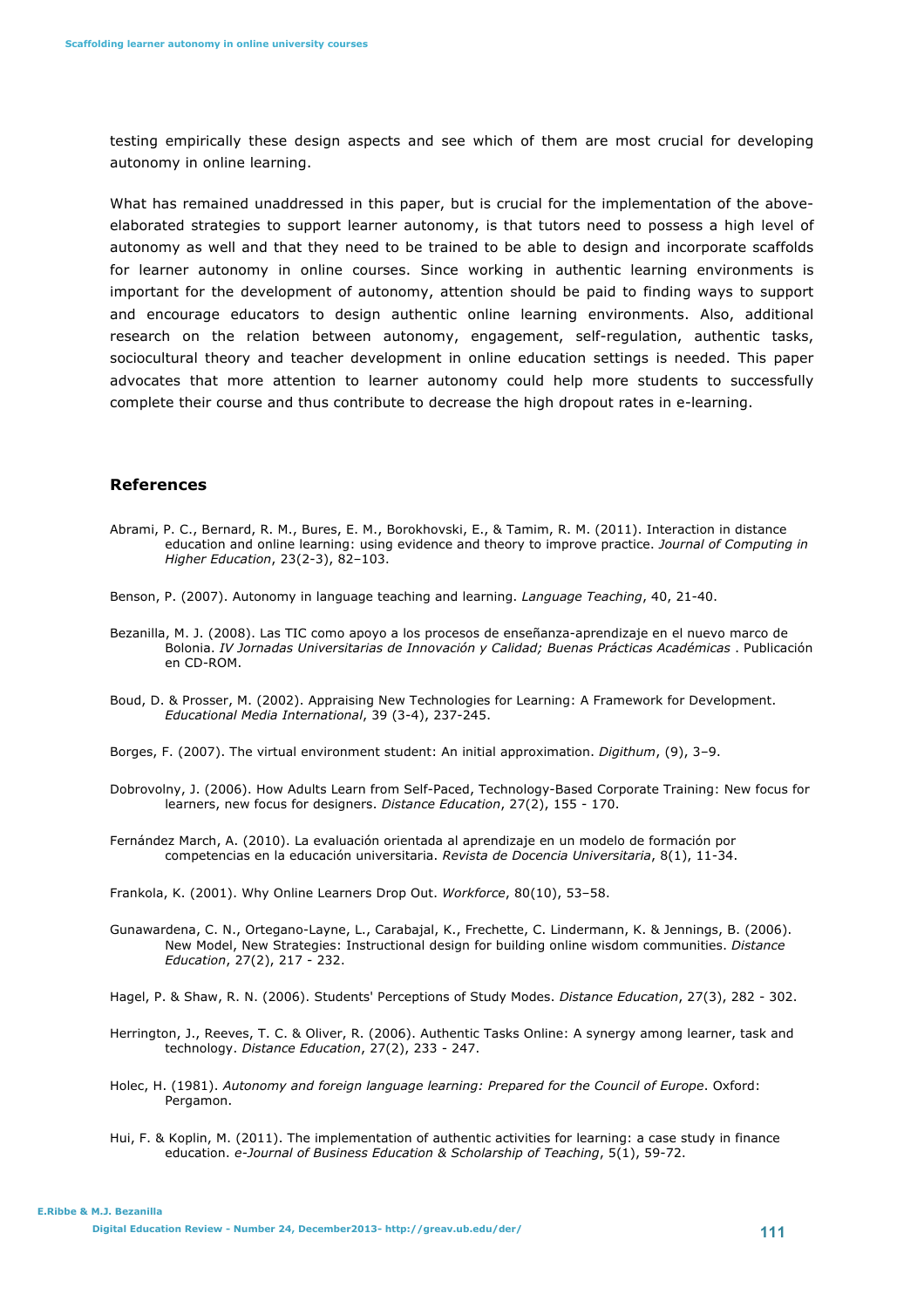testing empirically these design aspects and see which of them are most crucial for developing autonomy in online learning.

What has remained unaddressed in this paper, but is crucial for the implementation of the above-elaborated strategies to support learner autonomy, is that tutors need to possess a high level of autonomy as well and that they need to be trained to be able to design and incorporate scaffolds for learner autonomy in online courses. Since working in authentic learning environments is important for the development of autonomy, attention should be paid to finding ways to support and encourage educators to design authentic online learning environments. Also, additional research on the relation between autonomy, engagement, self-regulation, authentic tasks, sociocultural theory and teacher development in online education settings is needed. This paper advocates that more attention to learner autonomy could help more students to successfully complete their course and thus contribute to decrease the high dropout rates in e-learning.

## References

Abrami, P. C., Bernard, R. M., Bures, E. M., Borokhovski, E., & Tamim, R. M. (2011). Interaction in distance education and online learning: using evidence and theory to improve practice. *Journal of Computing in Higher Education*, 23(2-3), 82–103.

Benson, P. (2007). Autonomy in language teaching and learning. *Language Teaching*, 40, 21-40.

Bezanilla, M. J. (2008). Las TIC como apoyo a los procesos de enseñanza-aprendizaje en el nuevo marco de Bolonia. *IV Jornadas Universitarias de Innovación y Calidad; Buenas Prácticas Académicas* . Publicación en CD-ROM.

Boud, D. & Prosser, M. (2002). Appraising New Technologies for Learning: A Framework for Development. *Educational Media International*, 39 (3-4), 237-245.

Borges, F. (2007). The virtual environment student: An initial approximation. *Digithum*, (9), 3–9.

Dobrovolny, J. (2006). How Adults Learn from Self-Paced, Technology-Based Corporate Training: New focus for learners, new focus for designers. *Distance Education*, 27(2), 155 - 170.

Fernández March, A. (2010). La evaluación orientada al aprendizaje en un modelo de formación por competencias en la educación universitaria. *Revista de Docencia Universitaria*, 8(1), 11-34.

Frankola, K. (2001). Why Online Learners Drop Out. *Workforce*, 80(10), 53–58.

Gunawardena, C. N., Ortegano-Layne, L., Carabajal, K., Frechette, C. Lindermann, K. & Jennings, B. (2006). New Model, New Strategies: Instructional design for building online wisdom communities. *Distance Education*, 27(2), 217 - 232.

Hagel, P. & Shaw, R. N. (2006). Students' Perceptions of Study Modes. *Distance Education*, 27(3), 282 - 302.

Herrington, J., Reeves, T. C. & Oliver, R. (2006). Authentic Tasks Online: A synergy among learner, task and technology. *Distance Education*, 27(2), 233 - 247.

Holec, H. (1981). *Autonomy and foreign language learning: Prepared for the Council of Europe*. Oxford: Pergamon.

Hui, F. & Koplin, M. (2011). The implementation of authentic activities for learning: a case study in finance education. *e-Journal of Business Education & Scholarship of Teaching*, 5(1), 59-72.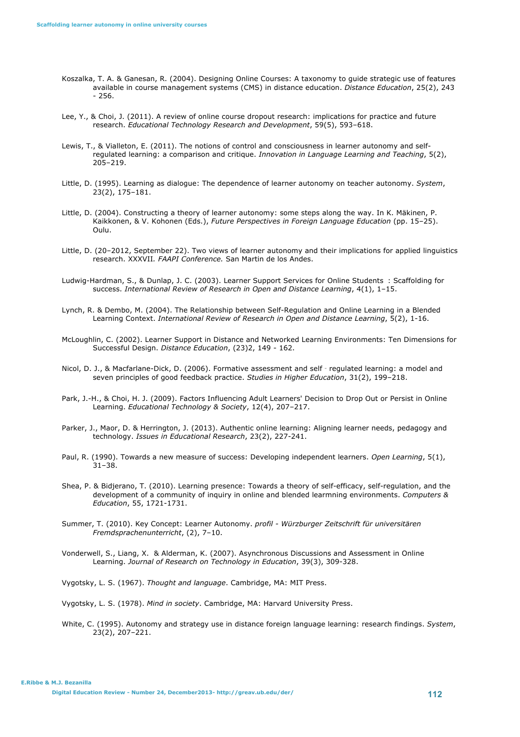Koszalka, T. A. & Ganesan, R. (2004). Designing Online Courses: A taxonomy to guide strategic use of features available in course management systems (CMS) in distance education. *Distance Education*, 25(2), 243 - 256.

Lee, Y., & Choi, J. (2011). A review of online course dropout research: implications for practice and future research. *Educational Technology Research and Development*, 59(5), 593–618.

Lewis, T., & Vialleton, E. (2011). The notions of control and consciousness in learner autonomy and self-regulated learning: a comparison and critique. *Innovation in Language Learning and Teaching*, 5(2), 205–219.

Little, D. (1995). Learning as dialogue: The dependence of learner autonomy on teacher autonomy. *System*, 23(2), 175–181.

Little, D. (2004). Constructing a theory of learner autonomy: some steps along the way. In K. Mäkinen, P. Kaikkonen, & V. Kohonen (Eds.), *Future Perspectives in Foreign Language Education* (pp. 15–25). Oulu.

Little, D. (20–2012, September 22). Two views of learner autonomy and their implications for applied linguistics research. XXXVII. *FAAPI Conference.* San Martin de los Andes.

Ludwig-Hardman, S., & Dunlap, J. C. (2003). Learner Support Services for Online Students : Scaffolding for success. *International Review of Research in Open and Distance Learning*, 4(1), 1–15.

Lynch, R. & Dembo, M. (2004). The Relationship between Self-Regulation and Online Learning in a Blended Learning Context. *International Review of Research in Open and Distance Learning*, 5(2), 1-16.

McLoughlin, C. (2002). Learner Support in Distance and Networked Learning Environments: Ten Dimensions for Successful Design. *Distance Education*, (23)2, 149 - 162.

Nicol, D. J., & Macfarlane-Dick, D. (2006). Formative assessment and self - regulated learning: a model and seven principles of good feedback practice. *Studies in Higher Education*, 31(2), 199–218.

Park, J.-H., & Choi, H. J. (2009). Factors Influencing Adult Learners' Decision to Drop Out or Persist in Online Learning. *Educational Technology & Society*, 12(4), 207–217.

Parker, J., Maor, D. & Herrington, J. (2013). Authentic online learning: Aligning learner needs, pedagogy and technology. *Issues in Educational Research*, 23(2), 227-241.

Paul, R. (1990). Towards a new measure of success: Developing independent learners. *Open Learning*, 5(1), 31–38.

Shea, P. & Bidjerano, T. (2010). Learning presence: Towards a theory of self-efficacy, self-regulation, and the development of a community of inquiry in online and blended learmning environments. *Computers & Education*, 55, 1721-1731.

Summer, T. (2010). Key Concept: Learner Autonomy. *profil - Würzburger Zeitschrift für universitären Fremdsprachenunterricht*, (2), 7–10.

Vonderwell, S., Liang, X. & Alderman, K. (2007). Asynchronous Discussions and Assessment in Online Learning. *Journal of Research on Technology in Education*, 39(3), 309-328.

Vygotsky, L. S. (1967). *Thought and language*. Cambridge, MA: MIT Press.

Vygotsky, L. S. (1978). *Mind in society*. Cambridge, MA: Harvard University Press.

White, C. (1995). Autonomy and strategy use in distance foreign language learning: research findings. *System*, 23(2), 207–221.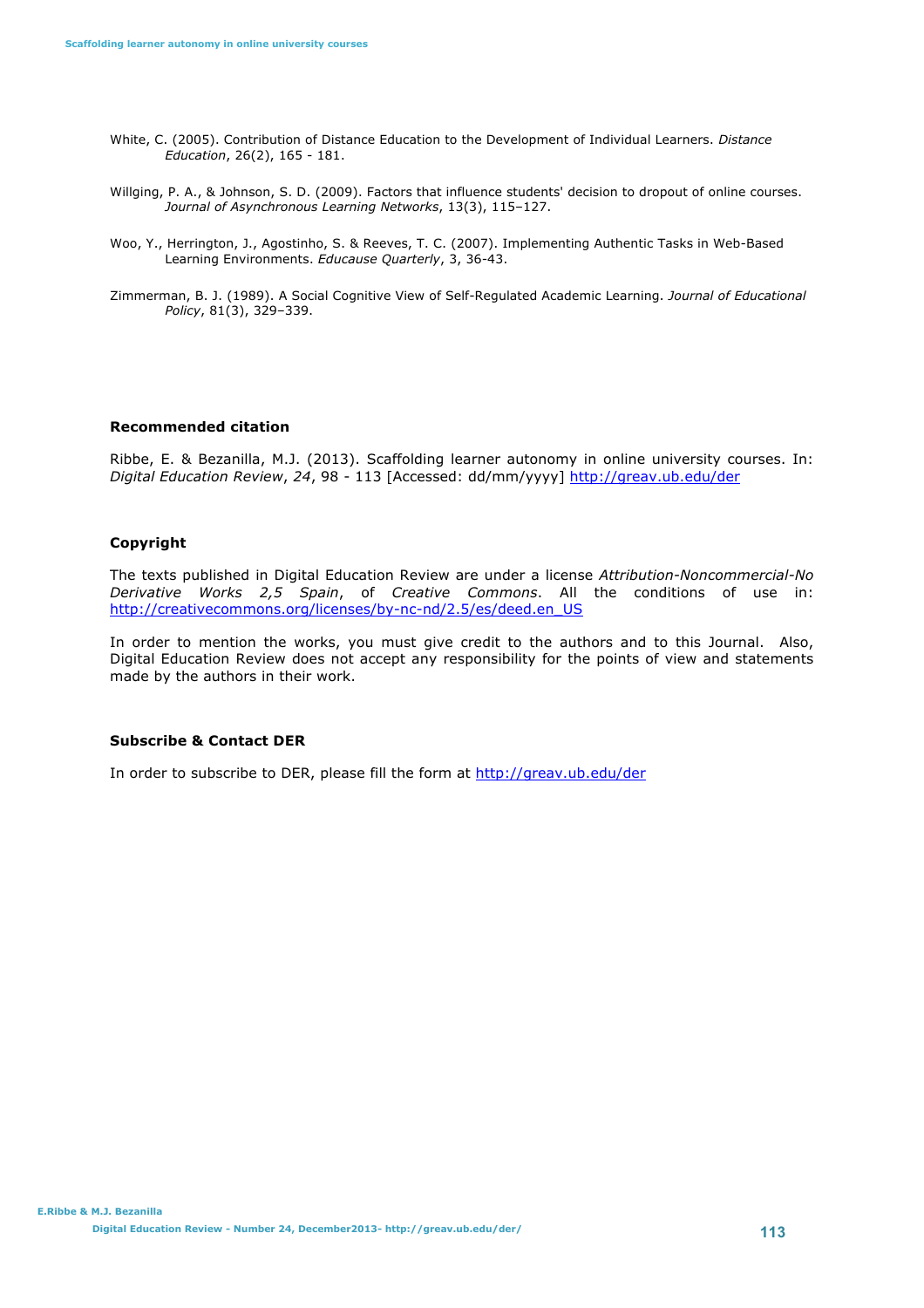White, C. (2005). Contribution of Distance Education to the Development of Individual Learners. *Distance Education*, 26(2), 165 - 181.

Willging, P. A., & Johnson, S. D. (2009). Factors that influence students' decision to dropout of online courses. *Journal of Asynchronous Learning Networks*, 13(3), 115–127.

Woo, Y., Herrington, J., Agostinho, S. & Reeves, T. C. (2007). Implementing Authentic Tasks in Web-Based Learning Environments. *Educause Quarterly*, 3, 36-43.

Zimmerman, B. J. (1989). A Social Cognitive View of Self-Regulated Academic Learning. *Journal of Educational Policy*, 81(3), 329–339.

**Recommended citation**

Ribbe, E. & Bezanilla, M.J. (2013). Scaffolding learner autonomy in online university courses. In: *Digital Education Review*, *24*, 98 - 113 [Accessed: dd/mm/yyyy] http://greav.ub.edu/der

**Copyright**

The texts published in Digital Education Review are under a license *Attribution-Noncommercial-No Derivative Works 2,5 Spain*, of *Creative Commons*. All the conditions of use in: http://creativecommons.org/licenses/by-nc-nd/2.5/es/deed.en_US

In order to mention the works, you must give credit to the authors and to this Journal. Also, Digital Education Review does not accept any responsibility for the points of view and statements made by the authors in their work.

**Subscribe & Contact DER**

In order to subscribe to DER, please fill the form at http://greav.ub.edu/der